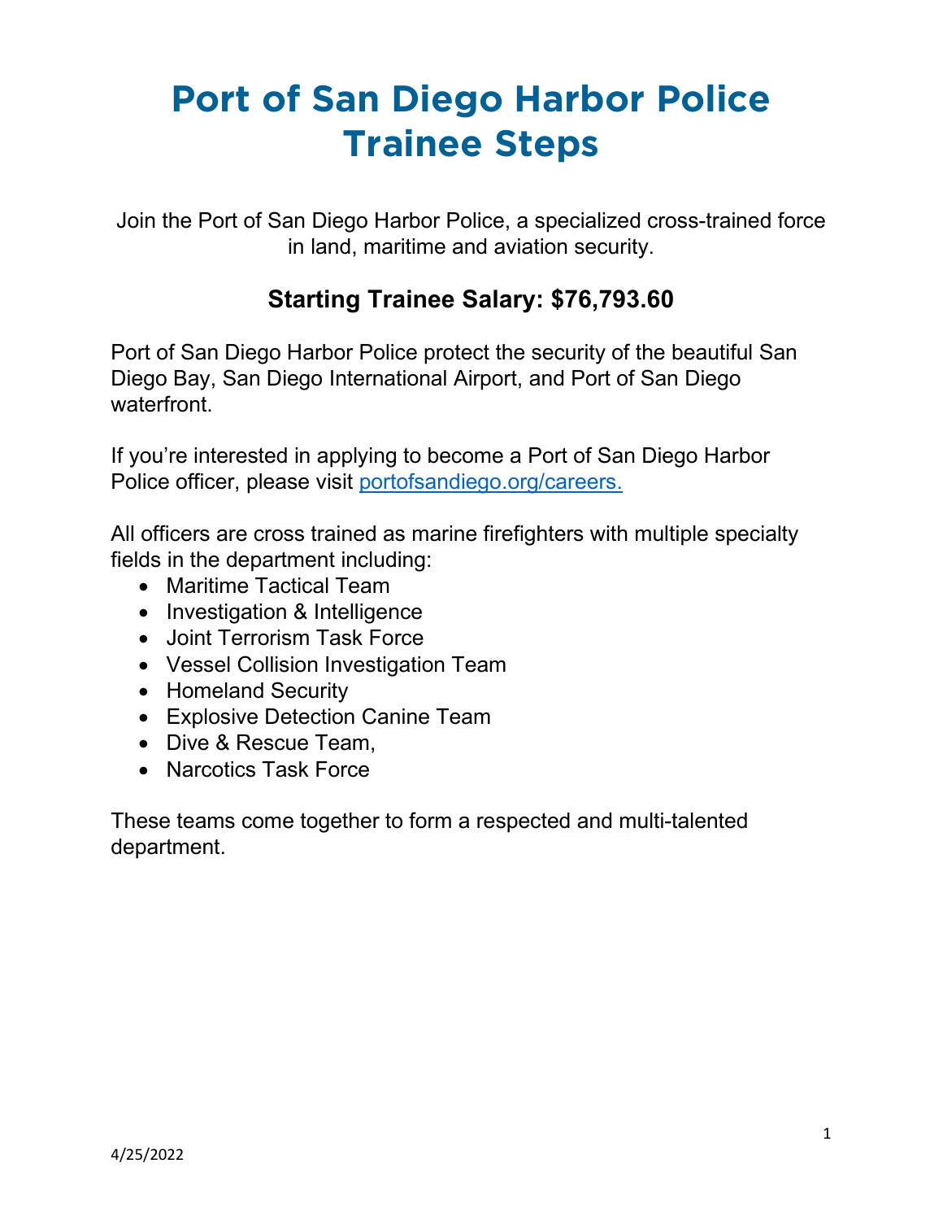# Port of San Diego Harbor Police Trainee Steps

Join the Port of San Diego Harbor Police, a specialized cross-trained force in land, maritime and aviation security.

## Starting Trainee Salary: $76,793.60

Port of San Diego Harbor Police protect the security of the beautiful San Diego Bay, San Diego International Airport, and Port of San Diego waterfront.

If you're interested in applying to become a Port of San Diego Harbor Police officer, please visit [portofsandiego.org/careers.](portofsandiego.org/careers)

All officers are cross trained as marine firefighters with multiple specialty fields in the department including:

- Maritime Tactical Team
- Investigation & Intelligence
- Joint Terrorism Task Force
- Vessel Collision Investigation Team
- Homeland Security
- Explosive Detection Canine Team
- Dive & Rescue Team,
- Narcotics Task Force

These teams come together to form a respected and multi-talented department.

4/25/2022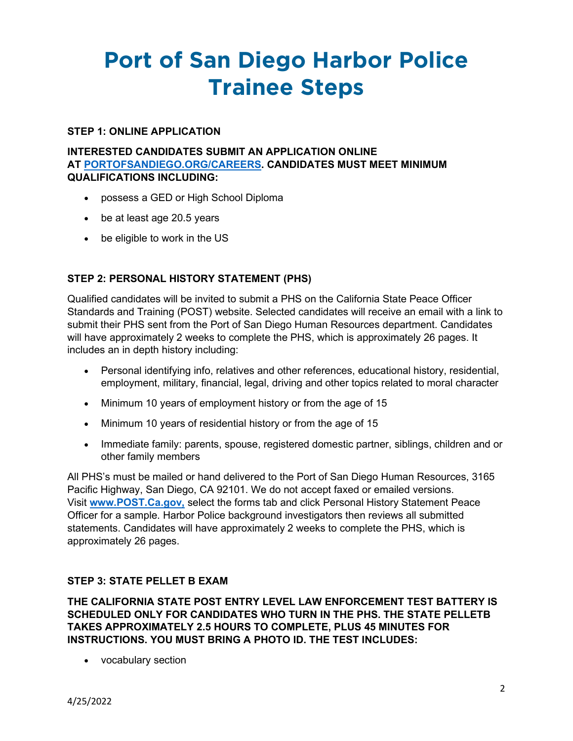# Port of San Diego Harbor Police Trainee Steps

**STEP 1: ONLINE APPLICATION**

**INTERESTED CANDIDATES SUBMIT AN APPLICATION ONLINE AT [PORTOFSANDIEGO.ORG/CAREERS](PORTOFSANDIEGO.ORG/CAREERS). CANDIDATES MUST MEET MINIMUM QUALIFICATIONS INCLUDING:**

- possess a GED or High School Diploma
- be at least age 20.5 years
- be eligible to work in the US

**STEP 2: PERSONAL HISTORY STATEMENT (PHS)**

Qualified candidates will be invited to submit a PHS on the California State Peace Officer Standards and Training (POST) website. Selected candidates will receive an email with a link to submit their PHS sent from the Port of San Diego Human Resources department. Candidates will have approximately 2 weeks to complete the PHS, which is approximately 26 pages. It includes an in depth history including:

- Personal identifying info, relatives and other references, educational history, residential, employment, military, financial, legal, driving and other topics related to moral character
- Minimum 10 years of employment history or from the age of 15
- Minimum 10 years of residential history or from the age of 15
- Immediate family: parents, spouse, registered domestic partner, siblings, children and or other family members

All PHS's must be mailed or hand delivered to the Port of San Diego Human Resources, 3165 Pacific Highway, San Diego, CA 92101. We do not accept faxed or emailed versions. Visit **[www.POST.Ca.gov,](www.POST.Ca.gov)** select the forms tab and click Personal History Statement Peace Officer for a sample. Harbor Police background investigators then reviews all submitted statements. Candidates will have approximately 2 weeks to complete the PHS, which is approximately 26 pages.

**STEP 3: STATE PELLET B EXAM**

**THE CALIFORNIA STATE POST ENTRY LEVEL LAW ENFORCEMENT TEST BATTERY IS SCHEDULED ONLY FOR CANDIDATES WHO TURN IN THE PHS. THE STATE PELLETB TAKES APPROXIMATELY 2.5 HOURS TO COMPLETE, PLUS 45 MINUTES FOR INSTRUCTIONS. YOU MUST BRING A PHOTO ID. THE TEST INCLUDES:**

- vocabulary section

4/25/2022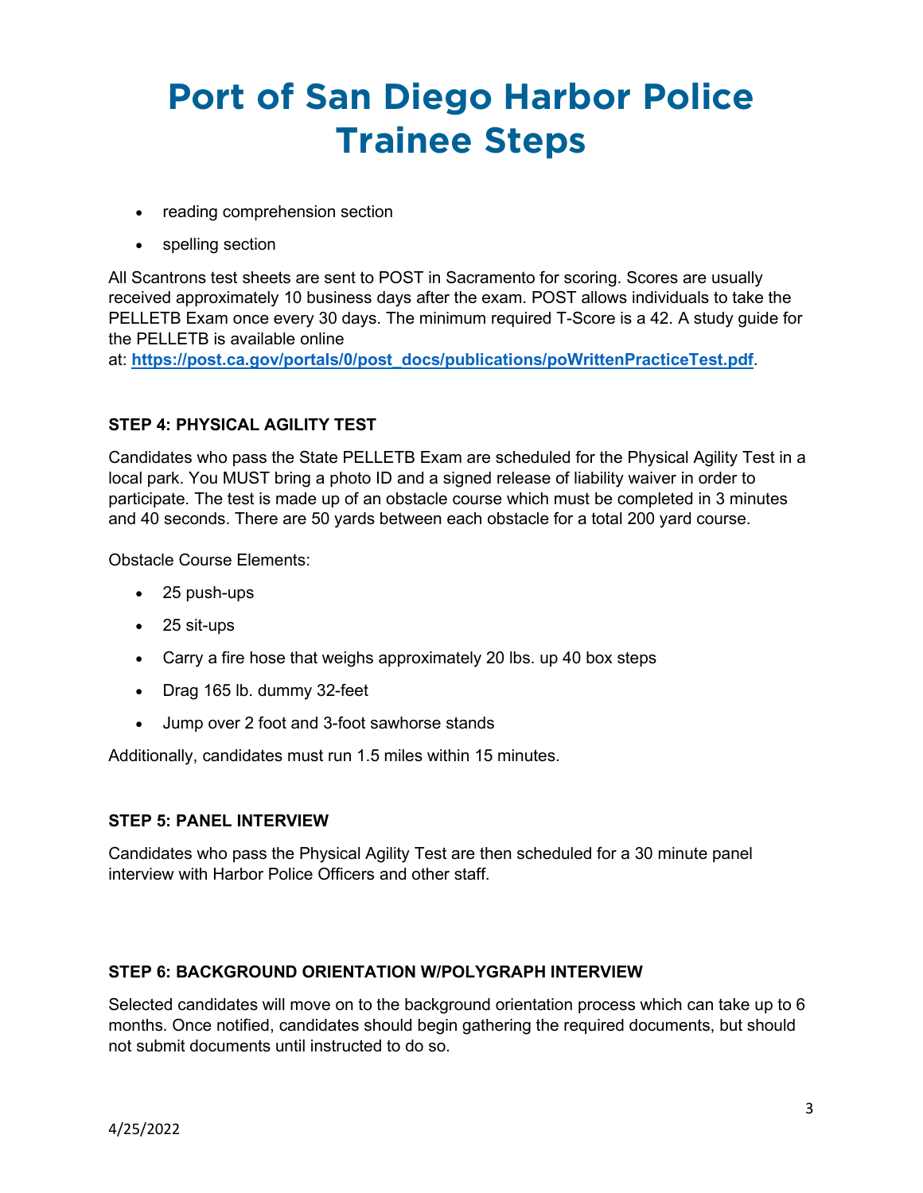# Port of San Diego Harbor Police Trainee Steps

- reading comprehension section
- spelling section

All Scantrons test sheets are sent to POST in Sacramento for scoring. Scores are usually received approximately 10 business days after the exam. POST allows individuals to take the PELLETB Exam once every 30 days. The minimum required T-Score is a 42. A study guide for the PELLETB is available online at: **https://post.ca.gov/portals/0/post_docs/publications/poWrittenPracticeTest.pdf**.

**STEP 4: PHYSICAL AGILITY TEST**

Candidates who pass the State PELLETB Exam are scheduled for the Physical Agility Test in a local park. You MUST bring a photo ID and a signed release of liability waiver in order to participate. The test is made up of an obstacle course which must be completed in 3 minutes and 40 seconds. There are 50 yards between each obstacle for a total 200 yard course.

Obstacle Course Elements:

- 25 push-ups
- 25 sit-ups
- Carry a fire hose that weighs approximately 20 lbs. up 40 box steps
- Drag 165 lb. dummy 32-feet
- Jump over 2 foot and 3-foot sawhorse stands

Additionally, candidates must run 1.5 miles within 15 minutes.

**STEP 5: PANEL INTERVIEW**

Candidates who pass the Physical Agility Test are then scheduled for a 30 minute panel interview with Harbor Police Officers and other staff.

**STEP 6: BACKGROUND ORIENTATION W/POLYGRAPH INTERVIEW**

Selected candidates will move on to the background orientation process which can take up to 6 months. Once notified, candidates should begin gathering the required documents, but should not submit documents until instructed to do so.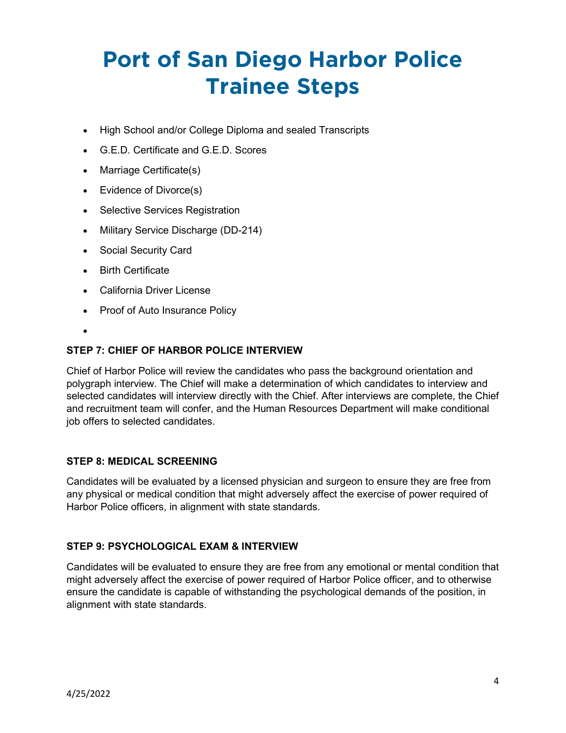# Port of San Diego Harbor Police Trainee Steps

- High School and/or College Diploma and sealed Transcripts
- G.E.D. Certificate and G.E.D. Scores
- Marriage Certificate(s)
- Evidence of Divorce(s)
- Selective Services Registration
- Military Service Discharge (DD-214)
- Social Security Card
- Birth Certificate
- California Driver License
- Proof of Auto Insurance Policy

**STEP 7: CHIEF OF HARBOR POLICE INTERVIEW**

Chief of Harbor Police will review the candidates who pass the background orientation and polygraph interview. The Chief will make a determination of which candidates to interview and selected candidates will interview directly with the Chief. After interviews are complete, the Chief and recruitment team will confer, and the Human Resources Department will make conditional job offers to selected candidates.

**STEP 8: MEDICAL SCREENING**

Candidates will be evaluated by a licensed physician and surgeon to ensure they are free from any physical or medical condition that might adversely affect the exercise of power required of Harbor Police officers, in alignment with state standards.

**STEP 9: PSYCHOLOGICAL EXAM & INTERVIEW**

Candidates will be evaluated to ensure they are free from any emotional or mental condition that might adversely affect the exercise of power required of Harbor Police officer, and to otherwise ensure the candidate is capable of withstanding the psychological demands of the position, in alignment with state standards.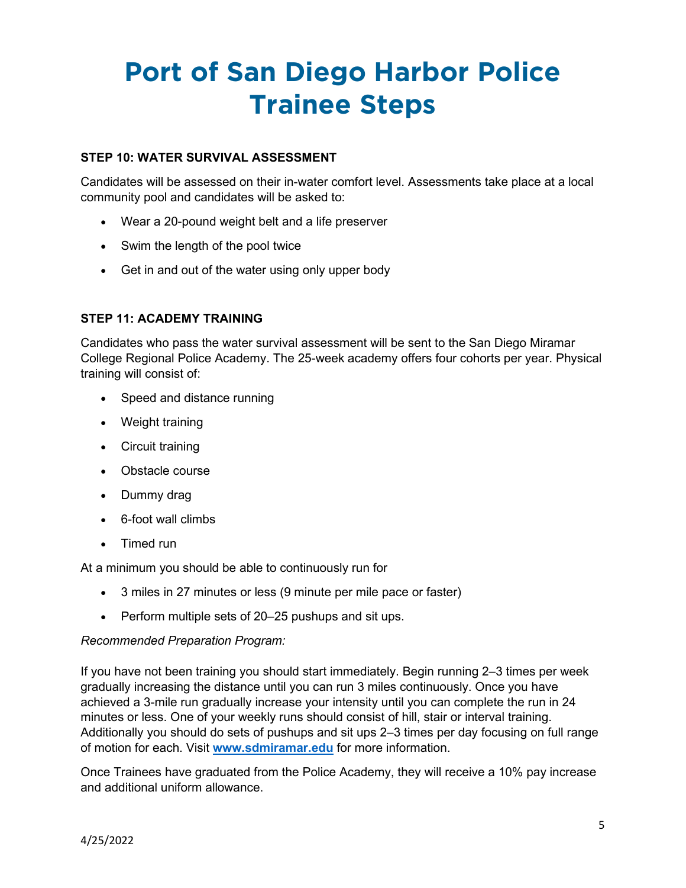# Port of San Diego Harbor Police Trainee Steps

**STEP 10: WATER SURVIVAL ASSESSMENT**

Candidates will be assessed on their in-water comfort level. Assessments take place at a local community pool and candidates will be asked to:

- Wear a 20-pound weight belt and a life preserver
- Swim the length of the pool twice
- Get in and out of the water using only upper body

**STEP 11: ACADEMY TRAINING**

Candidates who pass the water survival assessment will be sent to the San Diego Miramar College Regional Police Academy. The 25-week academy offers four cohorts per year. Physical training will consist of:

- Speed and distance running
- Weight training
- Circuit training
- Obstacle course
- Dummy drag
- 6-foot wall climbs
- Timed run

At a minimum you should be able to continuously run for

- 3 miles in 27 minutes or less (9 minute per mile pace or faster)
- Perform multiple sets of 20–25 pushups and sit ups.

*Recommended Preparation Program:*

If you have not been training you should start immediately. Begin running 2–3 times per week gradually increasing the distance until you can run 3 miles continuously. Once you have achieved a 3-mile run gradually increase your intensity until you can complete the run in 24 minutes or less. One of your weekly runs should consist of hill, stair or interval training. Additionally you should do sets of pushups and sit ups 2–3 times per day focusing on full range of motion for each. Visit **www.sdmiramar.edu** for more information.

Once Trainees have graduated from the Police Academy, they will receive a 10% pay increase and additional uniform allowance.

4/25/2022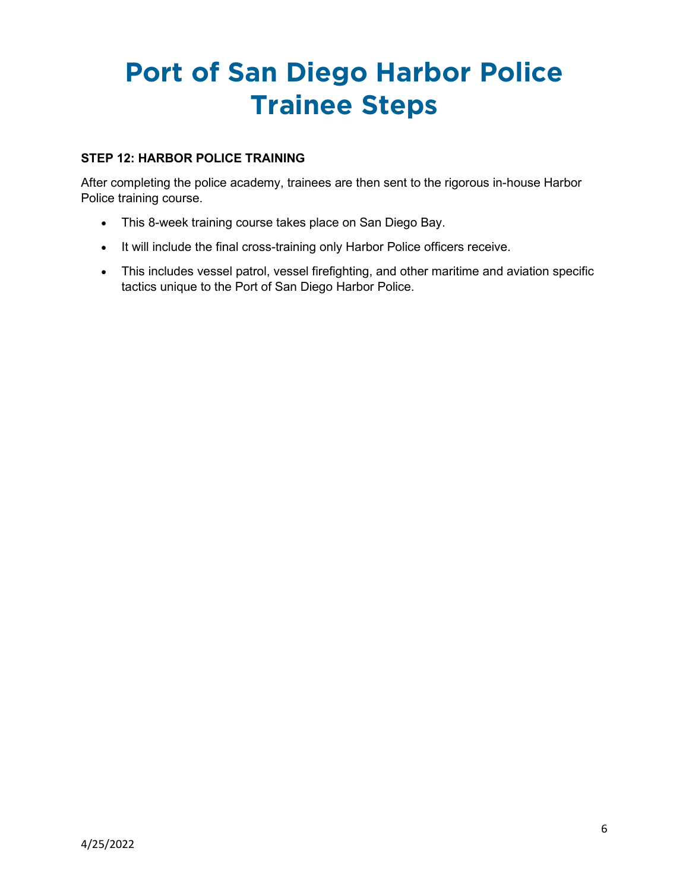# Port of San Diego Harbor Police Trainee Steps

**STEP 12: HARBOR POLICE TRAINING**

After completing the police academy, trainees are then sent to the rigorous in-house Harbor Police training course.

- This 8-week training course takes place on San Diego Bay.
- It will include the final cross-training only Harbor Police officers receive.
- This includes vessel patrol, vessel firefighting, and other maritime and aviation specific tactics unique to the Port of San Diego Harbor Police.